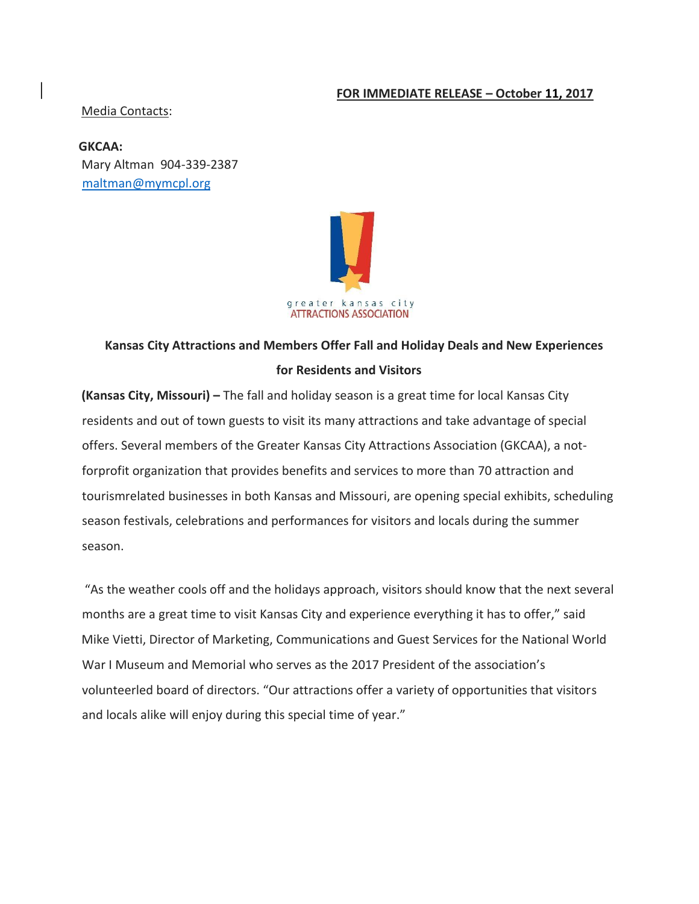**FOR IMMEDIATE RELEASE – October 11, 2017**

Media Contacts:

**GKCAA:**
Mary Altman 904-339-2387
maltman@mymcpl.org

greater kansas city
ATTRACTIONS ASSOCIATION

**Kansas City Attractions and Members Offer Fall and Holiday Deals and New Experiences for Residents and Visitors**

**(Kansas City, Missouri) –** The fall and holiday season is a great time for local Kansas City residents and out of town guests to visit its many attractions and take advantage of special offers. Several members of the Greater Kansas City Attractions Association (GKCAA), a not-forprofit organization that provides benefits and services to more than 70 attraction and tourismrelated businesses in both Kansas and Missouri, are opening special exhibits, scheduling season festivals, celebrations and performances for visitors and locals during the summer season.

"As the weather cools off and the holidays approach, visitors should know that the next several months are a great time to visit Kansas City and experience everything it has to offer," said Mike Vietti, Director of Marketing, Communications and Guest Services for the National World War I Museum and Memorial who serves as the 2017 President of the association's volunteerled board of directors. "Our attractions offer a variety of opportunities that visitors and locals alike will enjoy during this special time of year."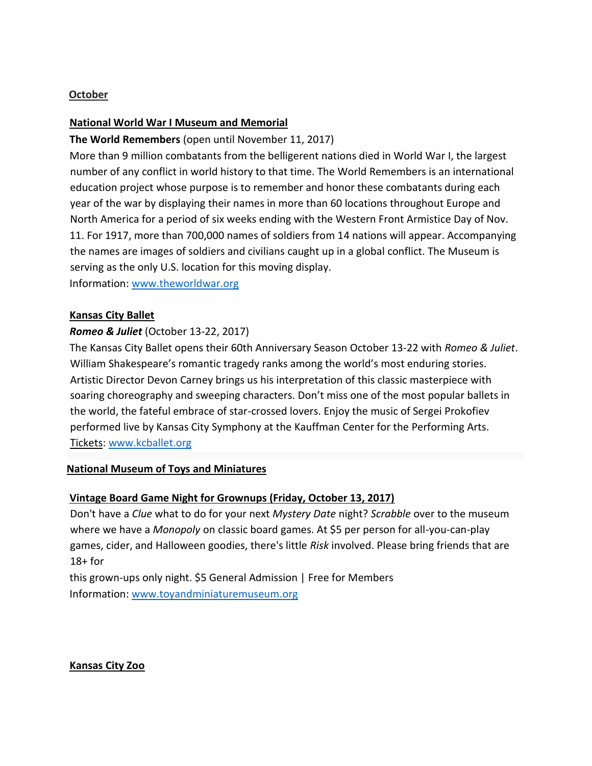## October

### National World War I Museum and Memorial

**The World Remembers** (open until November 11, 2017)

More than 9 million combatants from the belligerent nations died in World War I, the largest number of any conflict in world history to that time. The World Remembers is an international education project whose purpose is to remember and honor these combatants during each year of the war by displaying their names in more than 60 locations throughout Europe and North America for a period of six weeks ending with the Western Front Armistice Day of Nov. 11. For 1917, more than 700,000 names of soldiers from 14 nations will appear. Accompanying the names are images of soldiers and civilians caught up in a global conflict. The Museum is serving as the only U.S. location for this moving display.

Information: www.theworldwar.org

### Kansas City Ballet

***Romeo & Juliet*** (October 13-22, 2017)

The Kansas City Ballet opens their 60th Anniversary Season October 13-22 with *Romeo & Juliet*. William Shakespeare's romantic tragedy ranks among the world's most enduring stories. Artistic Director Devon Carney brings us his interpretation of this classic masterpiece with soaring choreography and sweeping characters. Don't miss one of the most popular ballets in the world, the fateful embrace of star-crossed lovers. Enjoy the music of Sergei Prokofiev performed live by Kansas City Symphony at the Kauffman Center for the Performing Arts.

Tickets: www.kcballet.org

### National Museum of Toys and Miniatures

**Vintage Board Game Night for Grownups (Friday, October 13, 2017)**

Don't have a *Clue* what to do for your next *Mystery Date* night? *Scrabble* over to the museum where we have a *Monopoly* on classic board games. At $5 per person for all-you-can-play games, cider, and Halloween goodies, there's little *Risk* involved. Please bring friends that are 18+ for this grown-ups only night. $5 General Admission | Free for Members

Information: www.toyandminiaturemuseum.org

### Kansas City Zoo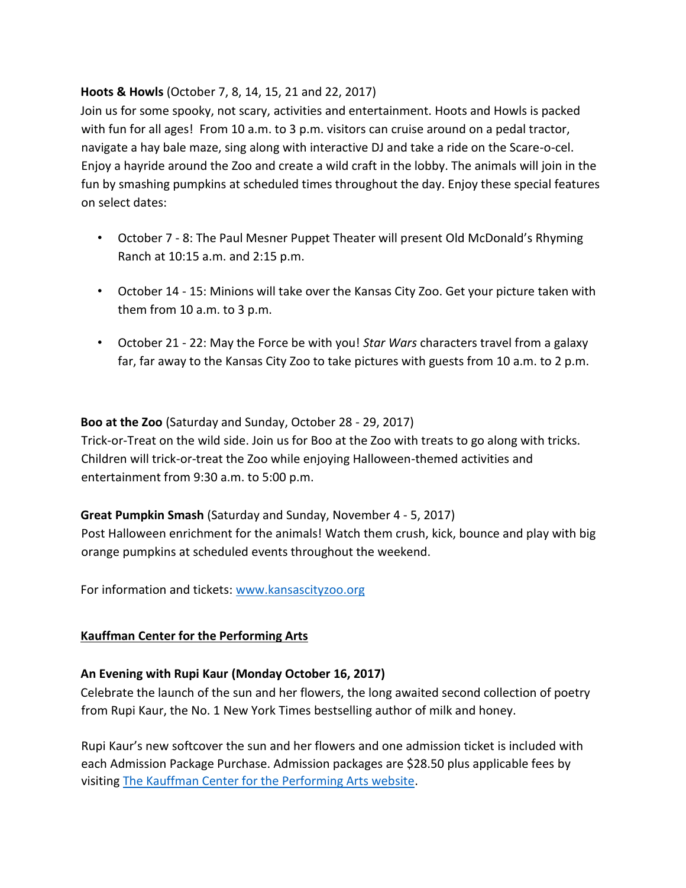**Hoots & Howls** (October 7, 8, 14, 15, 21 and 22, 2017)

Join us for some spooky, not scary, activities and entertainment. Hoots and Howls is packed with fun for all ages! From 10 a.m. to 3 p.m. visitors can cruise around on a pedal tractor, navigate a hay bale maze, sing along with interactive DJ and take a ride on the Scare-o-cel. Enjoy a hayride around the Zoo and create a wild craft in the lobby. The animals will join in the fun by smashing pumpkins at scheduled times throughout the day. Enjoy these special features on select dates:

- October 7 - 8: The Paul Mesner Puppet Theater will present Old McDonald's Rhyming Ranch at 10:15 a.m. and 2:15 p.m.
- October 14 - 15: Minions will take over the Kansas City Zoo. Get your picture taken with them from 10 a.m. to 3 p.m.
- October 21 - 22: May the Force be with you! *Star Wars* characters travel from a galaxy far, far away to the Kansas City Zoo to take pictures with guests from 10 a.m. to 2 p.m.

**Boo at the Zoo** (Saturday and Sunday, October 28 - 29, 2017)

Trick-or-Treat on the wild side. Join us for Boo at the Zoo with treats to go along with tricks. Children will trick-or-treat the Zoo while enjoying Halloween-themed activities and entertainment from 9:30 a.m. to 5:00 p.m.

**Great Pumpkin Smash** (Saturday and Sunday, November 4 - 5, 2017)

Post Halloween enrichment for the animals! Watch them crush, kick, bounce and play with big orange pumpkins at scheduled events throughout the weekend.

For information and tickets: [www.kansascityzoo.org](www.kansascityzoo.org)

**Kauffman Center for the Performing Arts**

**An Evening with Rupi Kaur (Monday October 16, 2017)**

Celebrate the launch of the sun and her flowers, the long awaited second collection of poetry from Rupi Kaur, the No. 1 New York Times bestselling author of milk and honey.

Rupi Kaur's new softcover the sun and her flowers and one admission ticket is included with each Admission Package Purchase. Admission packages are $28.50 plus applicable fees by visiting The Kauffman Center for the Performing Arts website.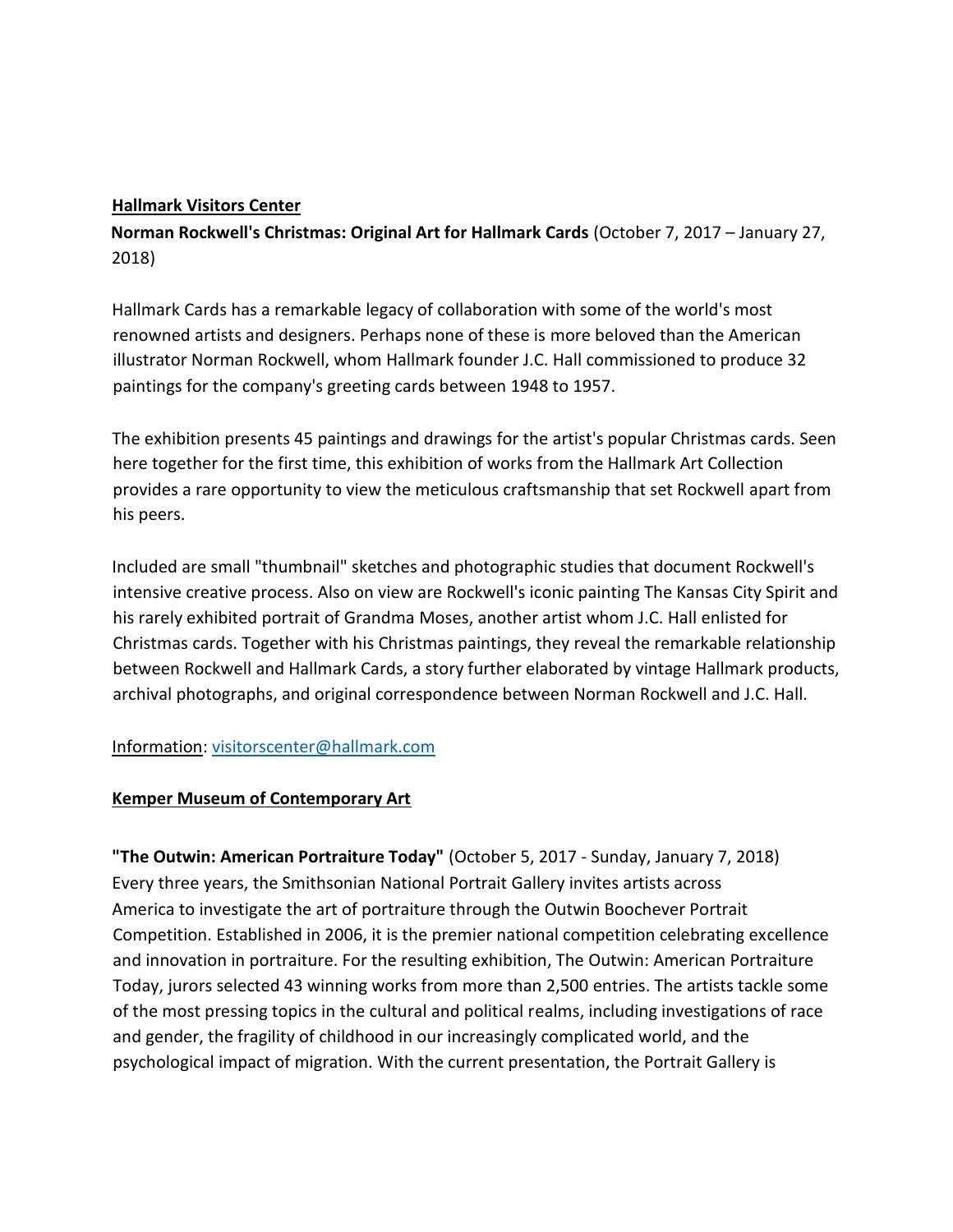**Hallmark Visitors Center**

**Norman Rockwell's Christmas: Original Art for Hallmark Cards** (October 7, 2017 – January 27, 2018)

Hallmark Cards has a remarkable legacy of collaboration with some of the world's most renowned artists and designers. Perhaps none of these is more beloved than the American illustrator Norman Rockwell, whom Hallmark founder J.C. Hall commissioned to produce 32 paintings for the company's greeting cards between 1948 to 1957.

The exhibition presents 45 paintings and drawings for the artist's popular Christmas cards. Seen here together for the first time, this exhibition of works from the Hallmark Art Collection provides a rare opportunity to view the meticulous craftsmanship that set Rockwell apart from his peers.

Included are small "thumbnail" sketches and photographic studies that document Rockwell's intensive creative process. Also on view are Rockwell's iconic painting The Kansas City Spirit and his rarely exhibited portrait of Grandma Moses, another artist whom J.C. Hall enlisted for Christmas cards. Together with his Christmas paintings, they reveal the remarkable relationship between Rockwell and Hallmark Cards, a story further elaborated by vintage Hallmark products, archival photographs, and original correspondence between Norman Rockwell and J.C. Hall.

Information: visitorscenter@hallmark.com

**Kemper Museum of Contemporary Art**

**"The Outwin: American Portraiture Today"** (October 5, 2017 - Sunday, January 7, 2018)
Every three years, the Smithsonian National Portrait Gallery invites artists across America to investigate the art of portraiture through the Outwin Boochever Portrait Competition. Established in 2006, it is the premier national competition celebrating excellence and innovation in portraiture. For the resulting exhibition, The Outwin: American Portraiture Today, jurors selected 43 winning works from more than 2,500 entries. The artists tackle some of the most pressing topics in the cultural and political realms, including investigations of race and gender, the fragility of childhood in our increasingly complicated world, and the psychological impact of migration. With the current presentation, the Portrait Gallery is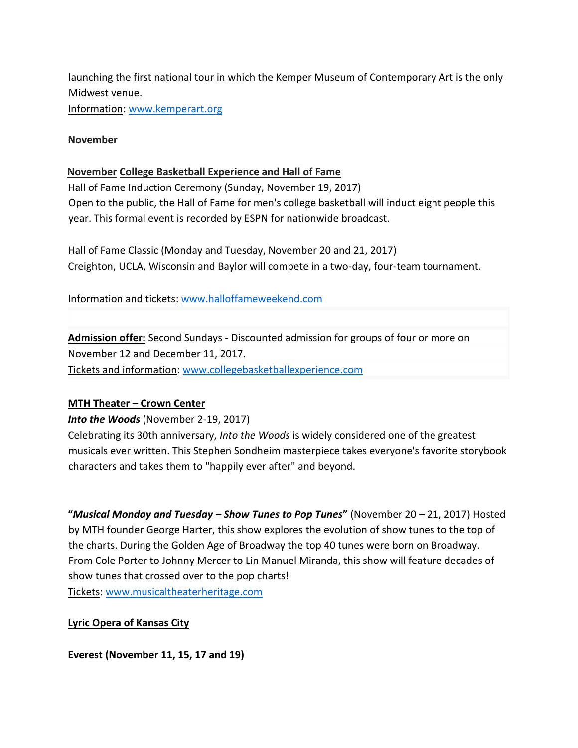launching the first national tour in which the Kemper Museum of Contemporary Art is the only Midwest venue.
Information: www.kemperart.org

**November**

**November College Basketball Experience and Hall of Fame**
Hall of Fame Induction Ceremony (Sunday, November 19, 2017)
Open to the public, the Hall of Fame for men's college basketball will induct eight people this year. This formal event is recorded by ESPN for nationwide broadcast.

Hall of Fame Classic (Monday and Tuesday, November 20 and 21, 2017)
Creighton, UCLA, Wisconsin and Baylor will compete in a two-day, four-team tournament.

Information and tickets: www.halloffameweekend.com

**Admission offer:** Second Sundays - Discounted admission for groups of four or more on November 12 and December 11, 2017.
Tickets and information: www.collegebasketballexperience.com

**MTH Theater – Crown Center**
***Into the Woods*** (November 2-19, 2017)
Celebrating its 30th anniversary, *Into the Woods* is widely considered one of the greatest musicals ever written. This Stephen Sondheim masterpiece takes everyone's favorite storybook characters and takes them to "happily ever after" and beyond.

**"*Musical Monday and Tuesday – Show Tunes to Pop Tunes*"** (November 20 – 21, 2017) Hosted by MTH founder George Harter, this show explores the evolution of show tunes to the top of the charts. During the Golden Age of Broadway the top 40 tunes were born on Broadway. From Cole Porter to Johnny Mercer to Lin Manuel Miranda, this show will feature decades of show tunes that crossed over to the pop charts!
Tickets: www.musicaltheaterheritage.com

**Lyric Opera of Kansas City**

**Everest (November 11, 15, 17 and 19)**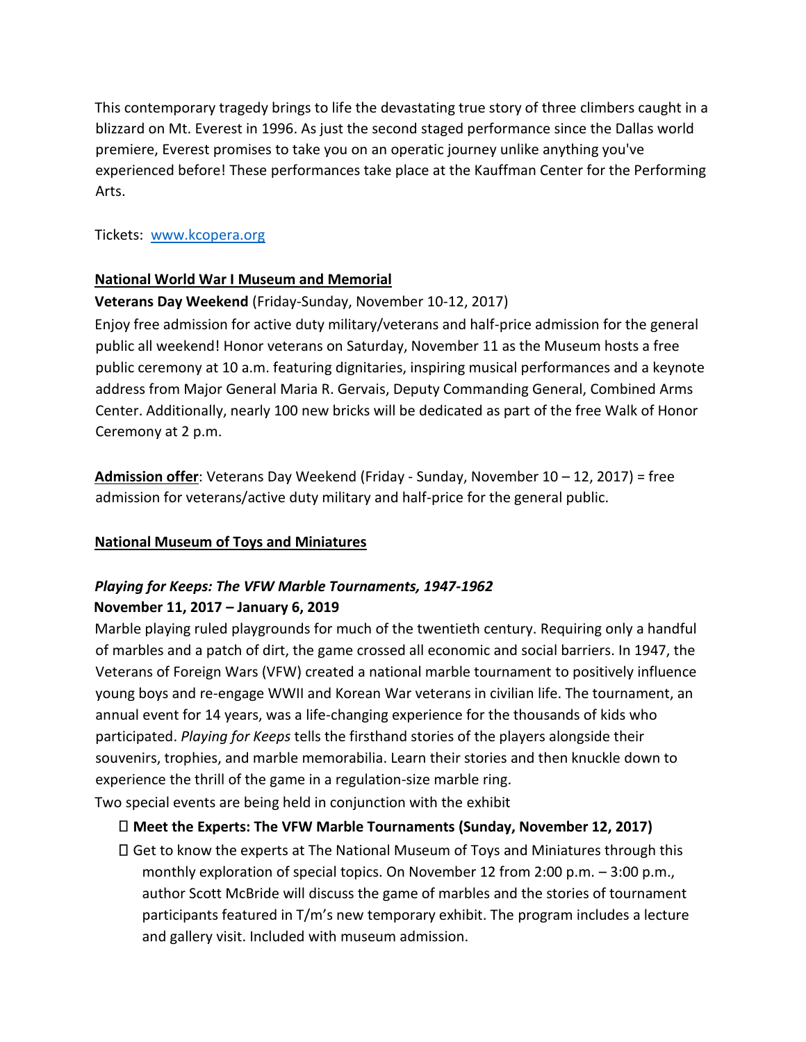This contemporary tragedy brings to life the devastating true story of three climbers caught in a blizzard on Mt. Everest in 1996. As just the second staged performance since the Dallas world premiere, Everest promises to take you on an operatic journey unlike anything you've experienced before! These performances take place at the Kauffman Center for the Performing Arts.

Tickets: [www.kcopera.org](http://www.kcopera.org)

**National World War I Museum and Memorial**

**Veterans Day Weekend** (Friday-Sunday, November 10-12, 2017)

Enjoy free admission for active duty military/veterans and half-price admission for the general public all weekend! Honor veterans on Saturday, November 11 as the Museum hosts a free public ceremony at 10 a.m. featuring dignitaries, inspiring musical performances and a keynote address from Major General Maria R. Gervais, Deputy Commanding General, Combined Arms Center. Additionally, nearly 100 new bricks will be dedicated as part of the free Walk of Honor Ceremony at 2 p.m.

**Admission offer**: Veterans Day Weekend (Friday - Sunday, November 10 – 12, 2017) = free admission for veterans/active duty military and half-price for the general public.

**National Museum of Toys and Miniatures**

***Playing for Keeps: The VFW Marble Tournaments, 1947-1962***
**November 11, 2017 – January 6, 2019**

Marble playing ruled playgrounds for much of the twentieth century. Requiring only a handful of marbles and a patch of dirt, the game crossed all economic and social barriers. In 1947, the Veterans of Foreign Wars (VFW) created a national marble tournament to positively influence young boys and re-engage WWII and Korean War veterans in civilian life. The tournament, an annual event for 14 years, was a life-changing experience for the thousands of kids who participated. *Playing for Keeps* tells the firsthand stories of the players alongside their souvenirs, trophies, and marble memorabilia. Learn their stories and then knuckle down to experience the thrill of the game in a regulation-size marble ring.

Two special events are being held in conjunction with the exhibit

- **Meet the Experts: The VFW Marble Tournaments (Sunday, November 12, 2017)**
- Get to know the experts at The National Museum of Toys and Miniatures through this monthly exploration of special topics. On November 12 from 2:00 p.m. – 3:00 p.m., author Scott McBride will discuss the game of marbles and the stories of tournament participants featured in T/m's new temporary exhibit. The program includes a lecture and gallery visit. Included with museum admission.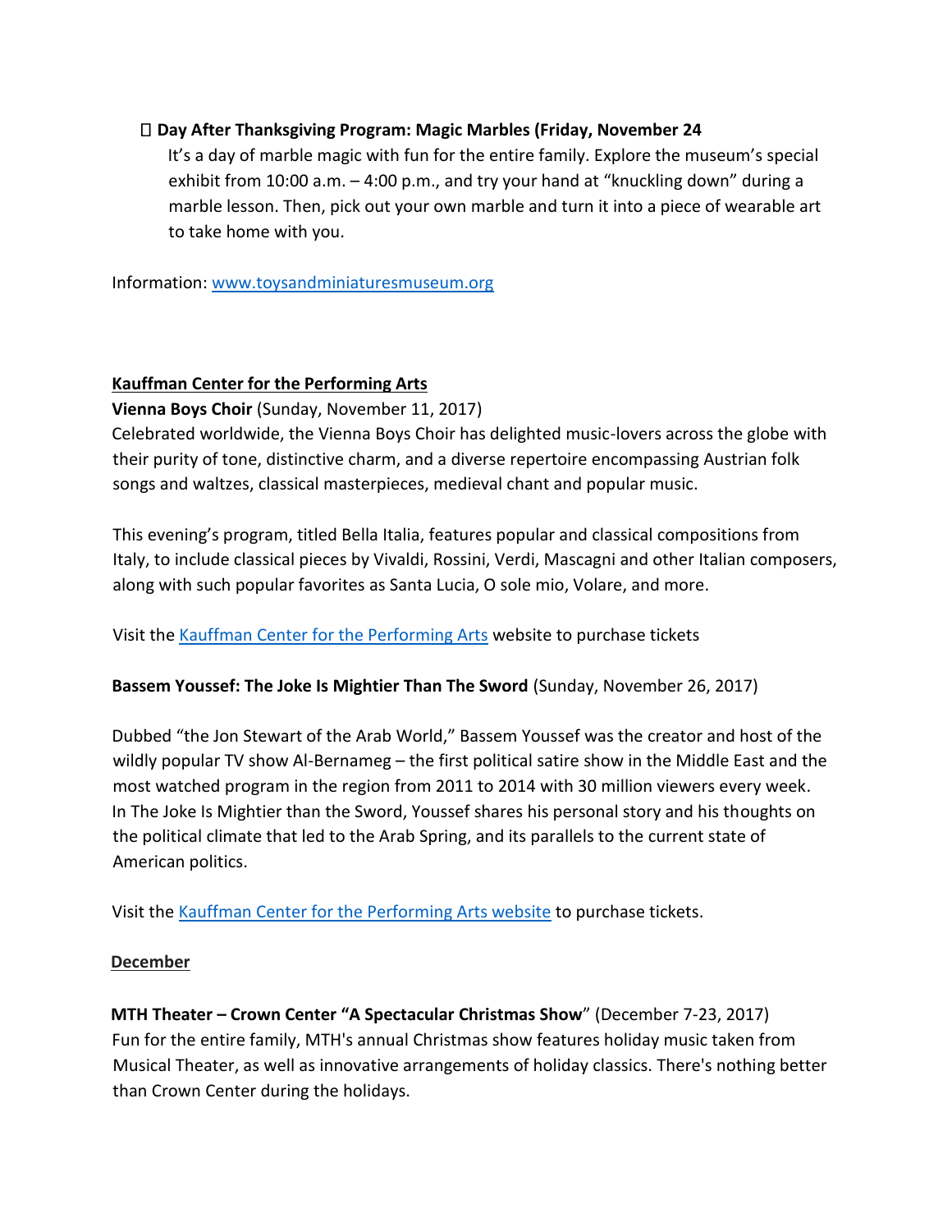- **Day After Thanksgiving Program: Magic Marbles (Friday, November 24**
  It's a day of marble magic with fun for the entire family. Explore the museum's special exhibit from 10:00 a.m. – 4:00 p.m., and try your hand at "knuckling down" during a marble lesson. Then, pick out your own marble and turn it into a piece of wearable art to take home with you.

Information: [www.toysandminiaturesmuseum.org](www.toysandminiaturesmuseum.org)

**Kauffman Center for the Performing Arts**

**Vienna Boys Choir** (Sunday, November 11, 2017)

Celebrated worldwide, the Vienna Boys Choir has delighted music-lovers across the globe with their purity of tone, distinctive charm, and a diverse repertoire encompassing Austrian folk songs and waltzes, classical masterpieces, medieval chant and popular music.

This evening's program, titled Bella Italia, features popular and classical compositions from Italy, to include classical pieces by Vivaldi, Rossini, Verdi, Mascagni and other Italian composers, along with such popular favorites as Santa Lucia, O sole mio, Volare, and more.

Visit the Kauffman Center for the Performing Arts website to purchase tickets

**Bassem Youssef: The Joke Is Mightier Than The Sword** (Sunday, November 26, 2017)

Dubbed "the Jon Stewart of the Arab World," Bassem Youssef was the creator and host of the wildly popular TV show Al-Bernameg – the first political satire show in the Middle East and the most watched program in the region from 2011 to 2014 with 30 million viewers every week. In The Joke Is Mightier than the Sword, Youssef shares his personal story and his thoughts on the political climate that led to the Arab Spring, and its parallels to the current state of American politics.

Visit the Kauffman Center for the Performing Arts website to purchase tickets.

**December**

**MTH Theater – Crown Center "A Spectacular Christmas Show**" (December 7-23, 2017)

Fun for the entire family, MTH's annual Christmas show features holiday music taken from Musical Theater, as well as innovative arrangements of holiday classics. There's nothing better than Crown Center during the holidays.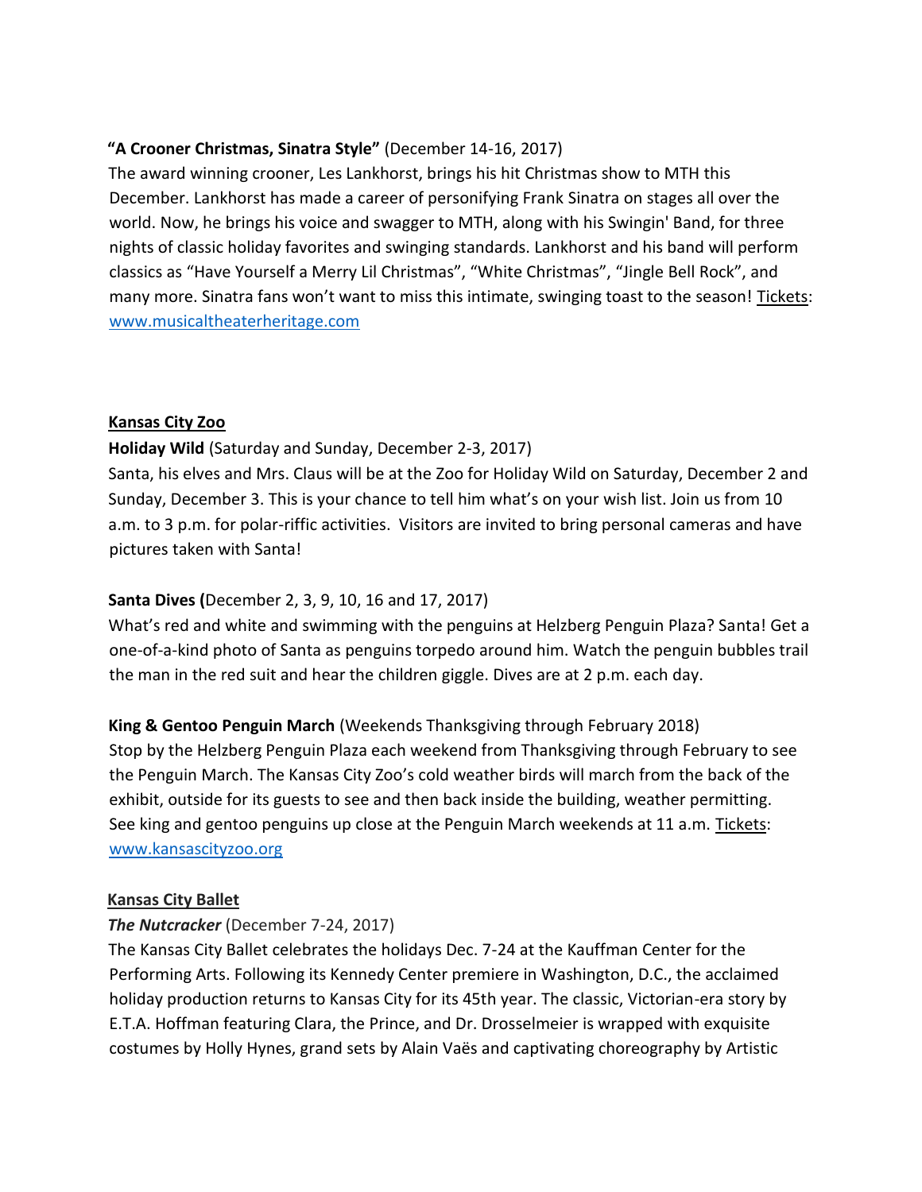**"A Crooner Christmas, Sinatra Style"** (December 14-16, 2017)
The award winning crooner, Les Lankhorst, brings his hit Christmas show to MTH this December. Lankhorst has made a career of personifying Frank Sinatra on stages all over the world. Now, he brings his voice and swagger to MTH, along with his Swingin' Band, for three nights of classic holiday favorites and swinging standards. Lankhorst and his band will perform classics as "Have Yourself a Merry Lil Christmas", "White Christmas", "Jingle Bell Rock", and many more. Sinatra fans won't want to miss this intimate, swinging toast to the season! Tickets: [www.musicaltheaterheritage.com](http://www.musicaltheaterheritage.com)

**Kansas City Zoo**

**Holiday Wild** (Saturday and Sunday, December 2-3, 2017)
Santa, his elves and Mrs. Claus will be at the Zoo for Holiday Wild on Saturday, December 2 and Sunday, December 3. This is your chance to tell him what's on your wish list. Join us from 10 a.m. to 3 p.m. for polar-riffic activities. Visitors are invited to bring personal cameras and have pictures taken with Santa!

**Santa Dives (**December 2, 3, 9, 10, 16 and 17, 2017)
What's red and white and swimming with the penguins at Helzberg Penguin Plaza? Santa! Get a one-of-a-kind photo of Santa as penguins torpedo around him. Watch the penguin bubbles trail the man in the red suit and hear the children giggle. Dives are at 2 p.m. each day.

**King & Gentoo Penguin March** (Weekends Thanksgiving through February 2018)
Stop by the Helzberg Penguin Plaza each weekend from Thanksgiving through February to see the Penguin March. The Kansas City Zoo's cold weather birds will march from the back of the exhibit, outside for its guests to see and then back inside the building, weather permitting. See king and gentoo penguins up close at the Penguin March weekends at 11 a.m. Tickets: [www.kansascityzoo.org](http://www.kansascityzoo.org)

**Kansas City Ballet**

***The Nutcracker*** (December 7-24, 2017)
The Kansas City Ballet celebrates the holidays Dec. 7-24 at the Kauffman Center for the Performing Arts. Following its Kennedy Center premiere in Washington, D.C., the acclaimed holiday production returns to Kansas City for its 45th year. The classic, Victorian-era story by E.T.A. Hoffman featuring Clara, the Prince, and Dr. Drosselmeier is wrapped with exquisite costumes by Holly Hynes, grand sets by Alain Vaës and captivating choreography by Artistic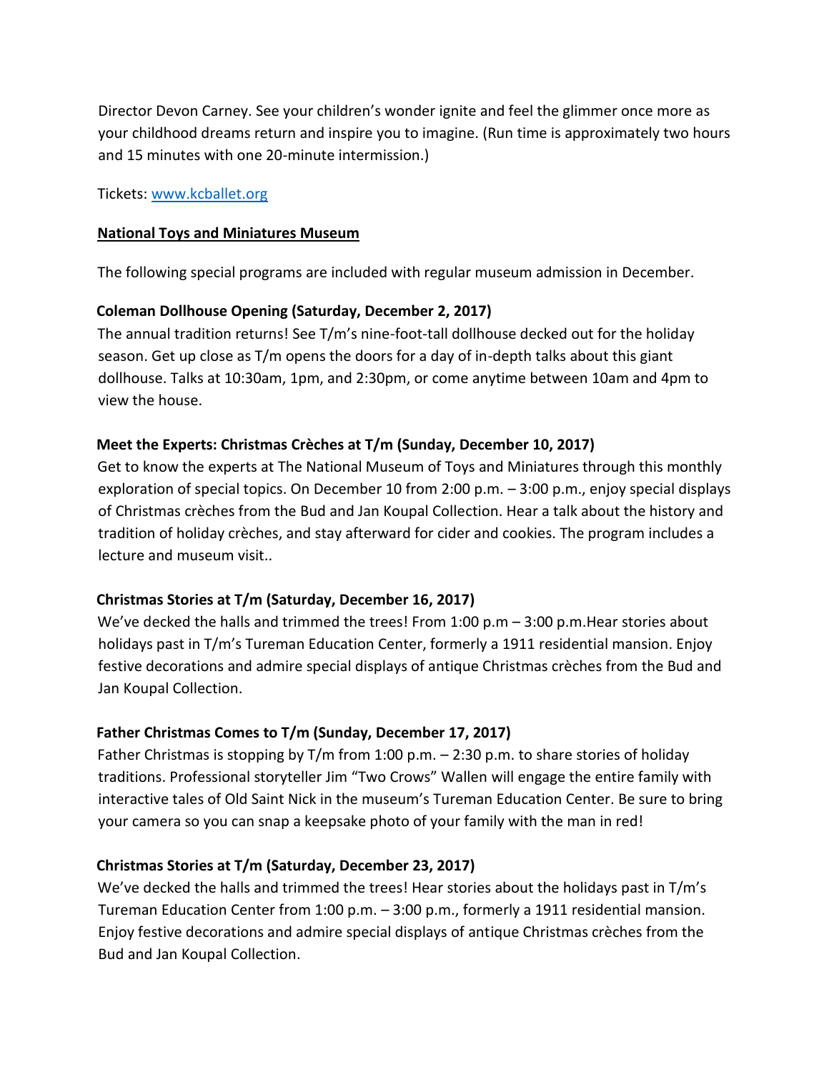Director Devon Carney. See your children's wonder ignite and feel the glimmer once more as your childhood dreams return and inspire you to imagine. (Run time is approximately two hours and 15 minutes with one 20-minute intermission.)

Tickets: www.kcballet.org

**National Toys and Miniatures Museum**

The following special programs are included with regular museum admission in December.

**Coleman Dollhouse Opening (Saturday, December 2, 2017)**
The annual tradition returns! See T/m's nine-foot-tall dollhouse decked out for the holiday season. Get up close as T/m opens the doors for a day of in-depth talks about this giant dollhouse. Talks at 10:30am, 1pm, and 2:30pm, or come anytime between 10am and 4pm to view the house.

**Meet the Experts: Christmas Crèches at T/m (Sunday, December 10, 2017)**
Get to know the experts at The National Museum of Toys and Miniatures through this monthly exploration of special topics. On December 10 from 2:00 p.m. – 3:00 p.m., enjoy special displays of Christmas crèches from the Bud and Jan Koupal Collection. Hear a talk about the history and tradition of holiday crèches, and stay afterward for cider and cookies. The program includes a lecture and museum visit..

**Christmas Stories at T/m (Saturday, December 16, 2017)**
We've decked the halls and trimmed the trees! From 1:00 p.m – 3:00 p.m.Hear stories about holidays past in T/m's Tureman Education Center, formerly a 1911 residential mansion. Enjoy festive decorations and admire special displays of antique Christmas crèches from the Bud and Jan Koupal Collection.

**Father Christmas Comes to T/m (Sunday, December 17, 2017)**
Father Christmas is stopping by T/m from 1:00 p.m. – 2:30 p.m. to share stories of holiday traditions. Professional storyteller Jim "Two Crows" Wallen will engage the entire family with interactive tales of Old Saint Nick in the museum's Tureman Education Center. Be sure to bring your camera so you can snap a keepsake photo of your family with the man in red!

**Christmas Stories at T/m (Saturday, December 23, 2017)**
We've decked the halls and trimmed the trees! Hear stories about the holidays past in T/m's Tureman Education Center from 1:00 p.m. – 3:00 p.m., formerly a 1911 residential mansion. Enjoy festive decorations and admire special displays of antique Christmas crèches from the Bud and Jan Koupal Collection.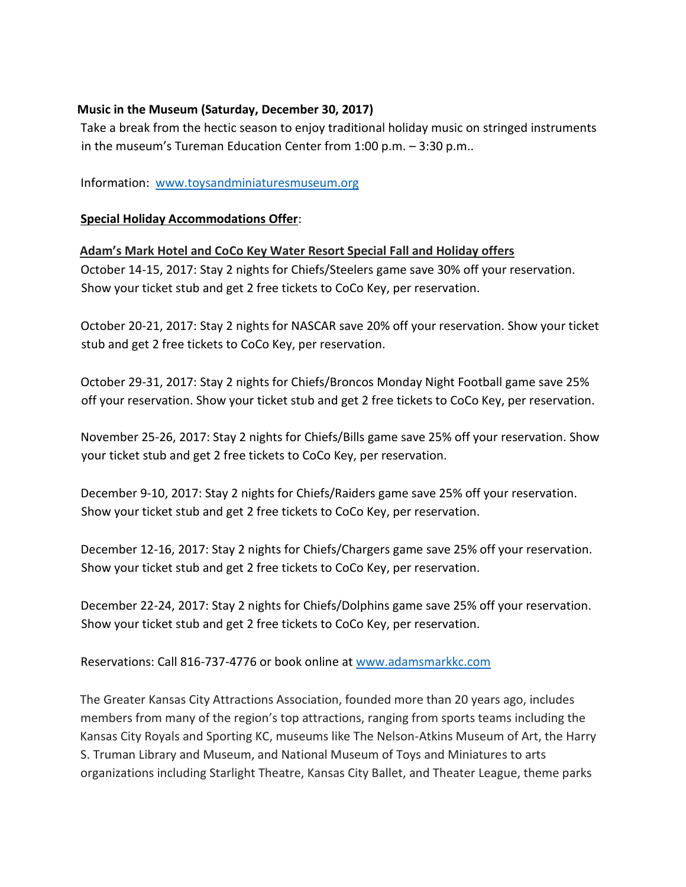**Music in the Museum (Saturday, December 30, 2017)**

Take a break from the hectic season to enjoy traditional holiday music on stringed instruments in the museum's Tureman Education Center from 1:00 p.m. – 3:30 p.m..

Information: [www.toysandminiaturesmuseum.org](http://www.toysandminiaturesmuseum.org)

**Special Holiday Accommodations Offer**:

**Adam's Mark Hotel and CoCo Key Water Resort Special Fall and Holiday offers**

October 14-15, 2017: Stay 2 nights for Chiefs/Steelers game save 30% off your reservation. Show your ticket stub and get 2 free tickets to CoCo Key, per reservation.

October 20-21, 2017: Stay 2 nights for NASCAR save 20% off your reservation. Show your ticket stub and get 2 free tickets to CoCo Key, per reservation.

October 29-31, 2017: Stay 2 nights for Chiefs/Broncos Monday Night Football game save 25% off your reservation. Show your ticket stub and get 2 free tickets to CoCo Key, per reservation.

November 25-26, 2017: Stay 2 nights for Chiefs/Bills game save 25% off your reservation. Show your ticket stub and get 2 free tickets to CoCo Key, per reservation.

December 9-10, 2017: Stay 2 nights for Chiefs/Raiders game save 25% off your reservation. Show your ticket stub and get 2 free tickets to CoCo Key, per reservation.

December 12-16, 2017: Stay 2 nights for Chiefs/Chargers game save 25% off your reservation. Show your ticket stub and get 2 free tickets to CoCo Key, per reservation.

December 22-24, 2017: Stay 2 nights for Chiefs/Dolphins game save 25% off your reservation. Show your ticket stub and get 2 free tickets to CoCo Key, per reservation.

Reservations: Call 816-737-4776 or book online at [www.adamsmarkkc.com](http://www.adamsmarkkc.com)

The Greater Kansas City Attractions Association, founded more than 20 years ago, includes members from many of the region's top attractions, ranging from sports teams including the Kansas City Royals and Sporting KC, museums like The Nelson-Atkins Museum of Art, the Harry S. Truman Library and Museum, and National Museum of Toys and Miniatures to arts organizations including Starlight Theatre, Kansas City Ballet, and Theater League, theme parks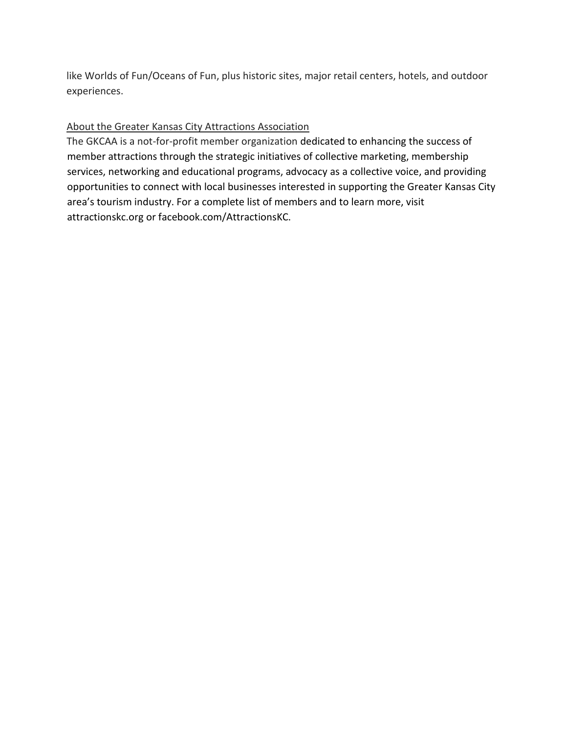like Worlds of Fun/Oceans of Fun, plus historic sites, major retail centers, hotels, and outdoor experiences.

About the Greater Kansas City Attractions Association

The GKCAA is a not-for-profit member organization dedicated to enhancing the success of member attractions through the strategic initiatives of collective marketing, membership services, networking and educational programs, advocacy as a collective voice, and providing opportunities to connect with local businesses interested in supporting the Greater Kansas City area's tourism industry. For a complete list of members and to learn more, visit attractionskc.org or facebook.com/AttractionsKC.